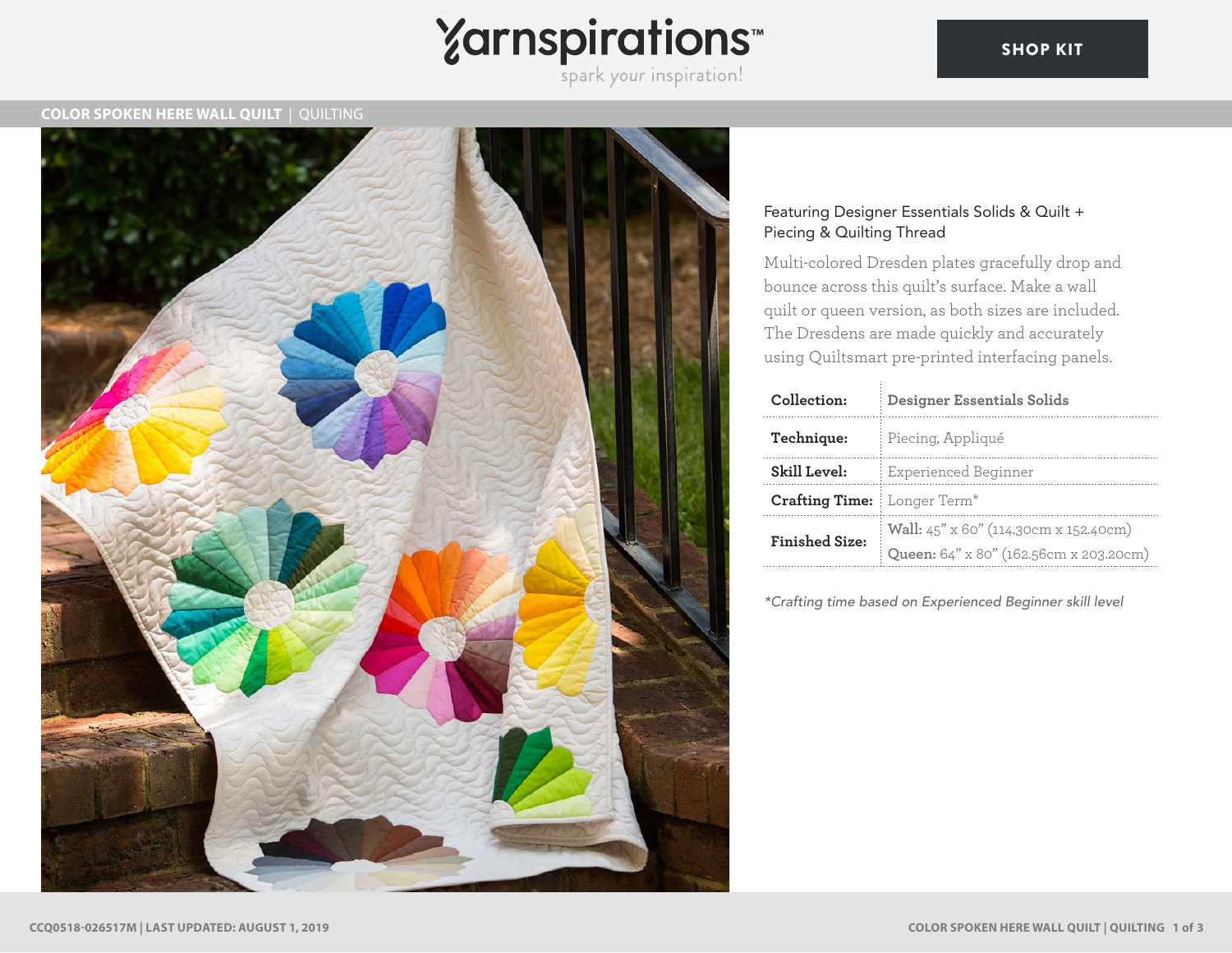# COLOR SPOKEN HERE WALL QUILT | QUILTING

Featuring Designer Essentials Solids & Quilt + Piecing & Quilting Thread

Multi-colored Dresden plates gracefully drop and bounce across this quilt's surface. Make a wall quilt or queen version, as both sizes are included. The Dresdens are made quickly and accurately using Quiltsmart pre-printed interfacing panels.

| | |
|---|---|
| **Collection:** | **Designer Essentials Solids** |
| **Technique:** | Piecing, Appliqué |
| **Skill Level:** | Experienced Beginner |
| **Crafting Time:** | Longer Term* |
| **Finished Size:** | **Wall:** 45" x 60" (114.30cm x 152.40cm)<br>**Queen:** 64" x 80" (162.56cm x 203.20cm) |

*\*Crafting time based on Experienced Beginner skill level*

CCQ0518-026517M | LAST UPDATED: AUGUST 1, 2019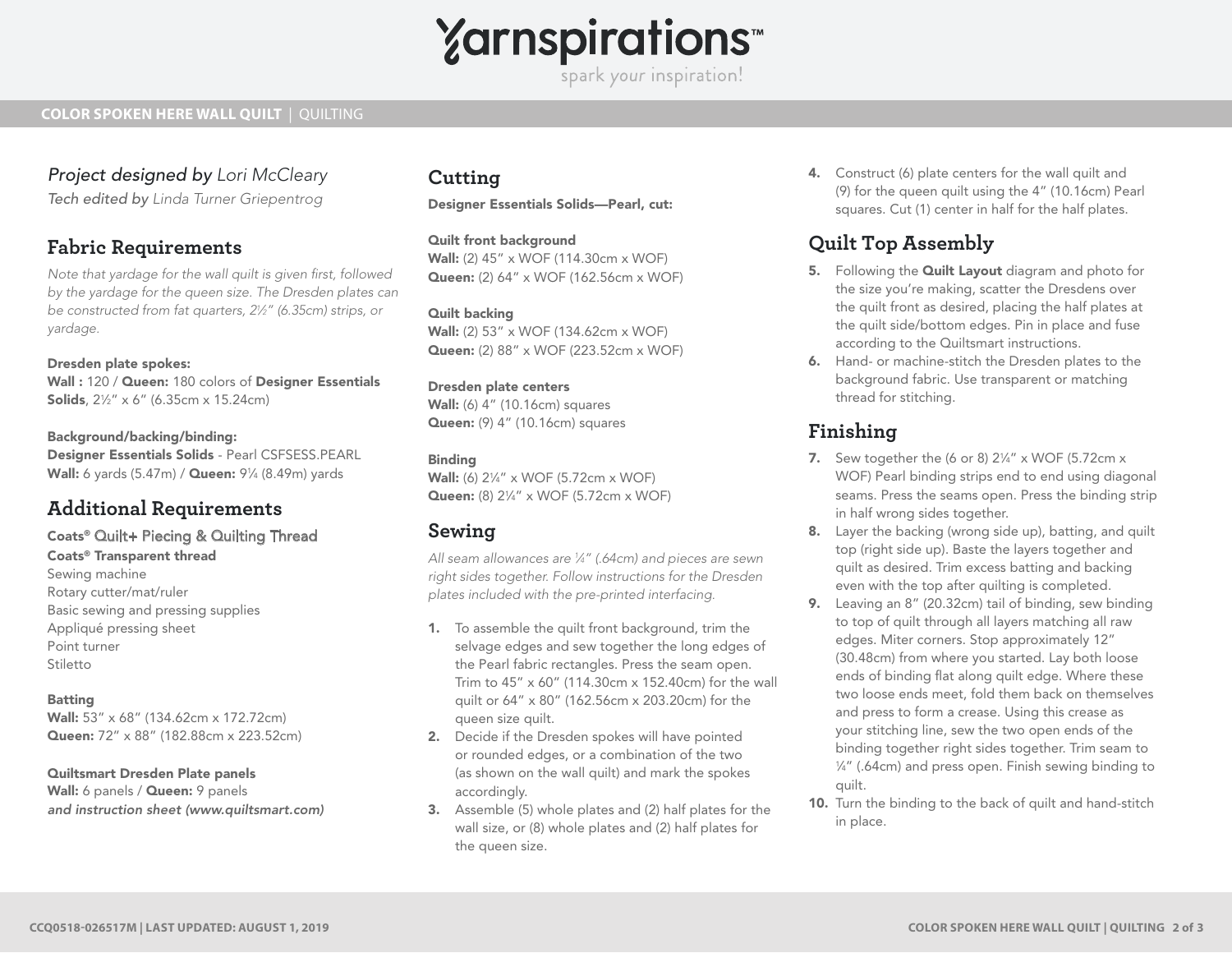*Project designed by* Lori McCleary

*Tech edited by* Linda Turner Griepentrog

## Fabric Requirements

*Note that yardage for the wall quilt is given first, followed by the yardage for the queen size. The Dresden plates can be constructed from fat quarters, 2½" (6.35cm) strips, or yardage.*

**Dresden plate spokes:**
**Wall :** 120 / **Queen:** 180 colors of **Designer Essentials Solids**, 2½" x 6" (6.35cm x 15.24cm)

**Background/backing/binding:**
**Designer Essentials Solids** - Pearl CSFSESS.PEARL
**Wall:** 6 yards (5.47m) / **Queen:** 9¼ (8.49m) yards

## Additional Requirements

**Coats® Quilt+ Piecing & Quilting Thread**
**Coats® Transparent thread**
Sewing machine
Rotary cutter/mat/ruler
Basic sewing and pressing supplies
Appliqué pressing sheet
Point turner
Stiletto

**Batting**
**Wall:** 53" x 68" (134.62cm x 172.72cm)
**Queen:** 72" x 88" (182.88cm x 223.52cm)

**Quiltsmart Dresden Plate panels**
**Wall:** 6 panels / **Queen:** 9 panels
***and instruction sheet (www.quiltsmart.com)***

## Cutting

**Designer Essentials Solids—Pearl, cut:**

**Quilt front background**
**Wall:** (2) 45" x WOF (114.30cm x WOF)
**Queen:** (2) 64" x WOF (162.56cm x WOF)

**Quilt backing**
**Wall:** (2) 53" x WOF (134.62cm x WOF)
**Queen:** (2) 88" x WOF (223.52cm x WOF)

**Dresden plate centers**
**Wall:** (6) 4" (10.16cm) squares
**Queen:** (9) 4" (10.16cm) squares

**Binding**
**Wall:** (6) 2¼" x WOF (5.72cm x WOF)
**Queen:** (8) 2¼" x WOF (5.72cm x WOF)

## Sewing

*All seam allowances are ¼" (.64cm) and pieces are sewn right sides together. Follow instructions for the Dresden plates included with the pre-printed interfacing.*

1. To assemble the quilt front background, trim the selvage edges and sew together the long edges of the Pearl fabric rectangles. Press the seam open. Trim to 45" x 60" (114.30cm x 152.40cm) for the wall quilt or 64" x 80" (162.56cm x 203.20cm) for the queen size quilt.
2. Decide if the Dresden spokes will have pointed or rounded edges, or a combination of the two (as shown on the wall quilt) and mark the spokes accordingly.
3. Assemble (5) whole plates and (2) half plates for the wall size, or (8) whole plates and (2) half plates for the queen size.
4. Construct (6) plate centers for the wall quilt and (9) for the queen quilt using the 4" (10.16cm) Pearl squares. Cut (1) center in half for the half plates.

## Quilt Top Assembly

5. Following the **Quilt Layout** diagram and photo for the size you're making, scatter the Dresdens over the quilt front as desired, placing the half plates at the quilt side/bottom edges. Pin in place and fuse according to the Quiltsmart instructions.
6. Hand- or machine-stitch the Dresden plates to the background fabric. Use transparent or matching thread for stitching.

## Finishing

7. Sew together the (6 or 8) 2¼" x WOF (5.72cm x WOF) Pearl binding strips end to end using diagonal seams. Press the seams open. Press the binding strip in half wrong sides together.
8. Layer the backing (wrong side up), batting, and quilt top (right side up). Baste the layers together and quilt as desired. Trim excess batting and backing even with the top after quilting is completed.
9. Leaving an 8" (20.32cm) tail of binding, sew binding to top of quilt through all layers matching all raw edges. Miter corners. Stop approximately 12" (30.48cm) from where you started. Lay both loose ends of binding flat along quilt edge. Where these two loose ends meet, fold them back on themselves and press to form a crease. Using this crease as your stitching line, sew the two open ends of the binding together right sides together. Trim seam to ¼" (.64cm) and press open. Finish sewing binding to quilt.
10. Turn the binding to the back of quilt and hand-stitch in place.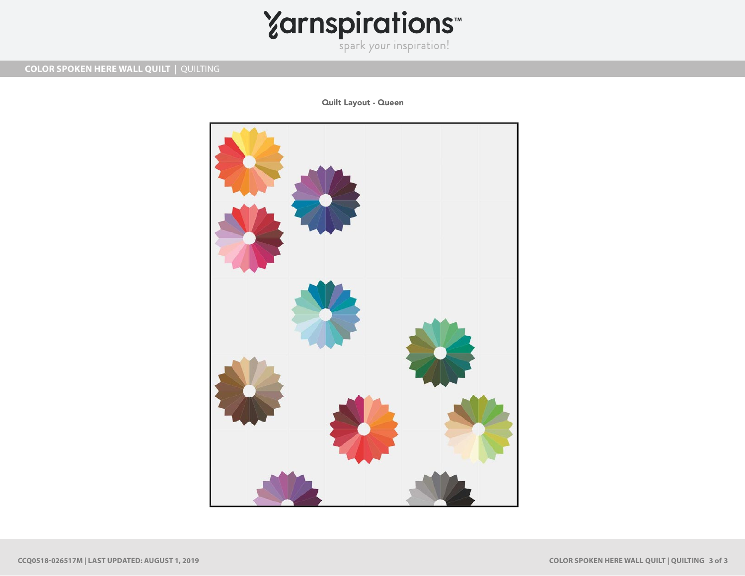## Quilt Layout - Queen